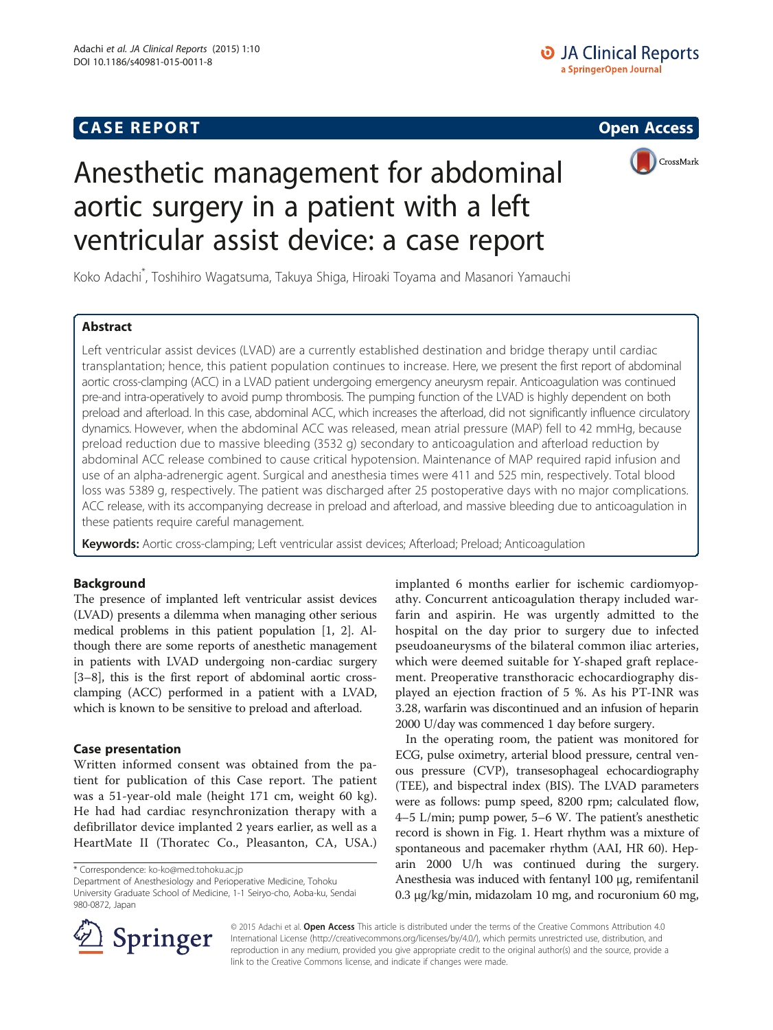CASE REPORT

Open Access

# Anesthetic management for abdominal aortic surgery in a patient with a left ventricular assist device: a case report

Koko Adachi*, Toshihiro Wagatsuma, Takuya Shiga, Hiroaki Toyama and Masanori Yamauchi

## Abstract

Left ventricular assist devices (LVAD) are a currently established destination and bridge therapy until cardiac transplantation; hence, this patient population continues to increase. Here, we present the first report of abdominal aortic cross-clamping (ACC) in a LVAD patient undergoing emergency aneurysm repair. Anticoagulation was continued pre-and intra-operatively to avoid pump thrombosis. The pumping function of the LVAD is highly dependent on both preload and afterload. In this case, abdominal ACC, which increases the afterload, did not significantly influence circulatory dynamics. However, when the abdominal ACC was released, mean atrial pressure (MAP) fell to 42 mmHg, because preload reduction due to massive bleeding (3532 g) secondary to anticoagulation and afterload reduction by abdominal ACC release combined to cause critical hypotension. Maintenance of MAP required rapid infusion and use of an alpha-adrenergic agent. Surgical and anesthesia times were 411 and 525 min, respectively. Total blood loss was 5389 g, respectively. The patient was discharged after 25 postoperative days with no major complications. ACC release, with its accompanying decrease in preload and afterload, and massive bleeding due to anticoagulation in these patients require careful management.

**Keywords:** Aortic cross-clamping; Left ventricular assist devices; Afterload; Preload; Anticoagulation

## Background

The presence of implanted left ventricular assist devices (LVAD) presents a dilemma when managing other serious medical problems in this patient population [1, 2]. Although there are some reports of anesthetic management in patients with LVAD undergoing non-cardiac surgery [3–8], this is the first report of abdominal aortic cross-clamping (ACC) performed in a patient with a LVAD, which is known to be sensitive to preload and afterload.

## Case presentation

Written informed consent was obtained from the patient for publication of this Case report. The patient was a 51-year-old male (height 171 cm, weight 60 kg). He had had cardiac resynchronization therapy with a defibrillator device implanted 2 years earlier, as well as a HeartMate II (Thoratec Co., Pleasanton, CA, USA.) implanted 6 months earlier for ischemic cardiomyopathy. Concurrent anticoagulation therapy included warfarin and aspirin. He was urgently admitted to the hospital on the day prior to surgery due to infected pseudoaneurysms of the bilateral common iliac arteries, which were deemed suitable for Y-shaped graft replacement. Preoperative transthoracic echocardiography displayed an ejection fraction of 5 %. As his PT-INR was 3.28, warfarin was discontinued and an infusion of heparin 2000 U/day was commenced 1 day before surgery.

In the operating room, the patient was monitored for ECG, pulse oximetry, arterial blood pressure, central venous pressure (CVP), transesophageal echocardiography (TEE), and bispectral index (BIS). The LVAD parameters were as follows: pump speed, 8200 rpm; calculated flow, 4–5 L/min; pump power, 5–6 W. The patient's anesthetic record is shown in Fig. 1. Heart rhythm was a mixture of spontaneous and pacemaker rhythm (AAI, HR 60). Heparin 2000 U/h was continued during the surgery. Anesthesia was induced with fentanyl 100 μg, remifentanil 0.3 μg/kg/min, midazolam 10 mg, and rocuronium 60 mg,

* Correspondence: ko-ko@med.tohoku.ac.jp
Department of Anesthesiology and Perioperative Medicine, Tohoku University Graduate School of Medicine, 1-1 Seiryo-cho, Aoba-ku, Sendai 980-0872, Japan

© 2015 Adachi et al. **Open Access** This article is distributed under the terms of the Creative Commons Attribution 4.0 International License (http://creativecommons.org/licenses/by/4.0/), which permits unrestricted use, distribution, and reproduction in any medium, provided you give appropriate credit to the original author(s) and the source, provide a link to the Creative Commons license, and indicate if changes were made.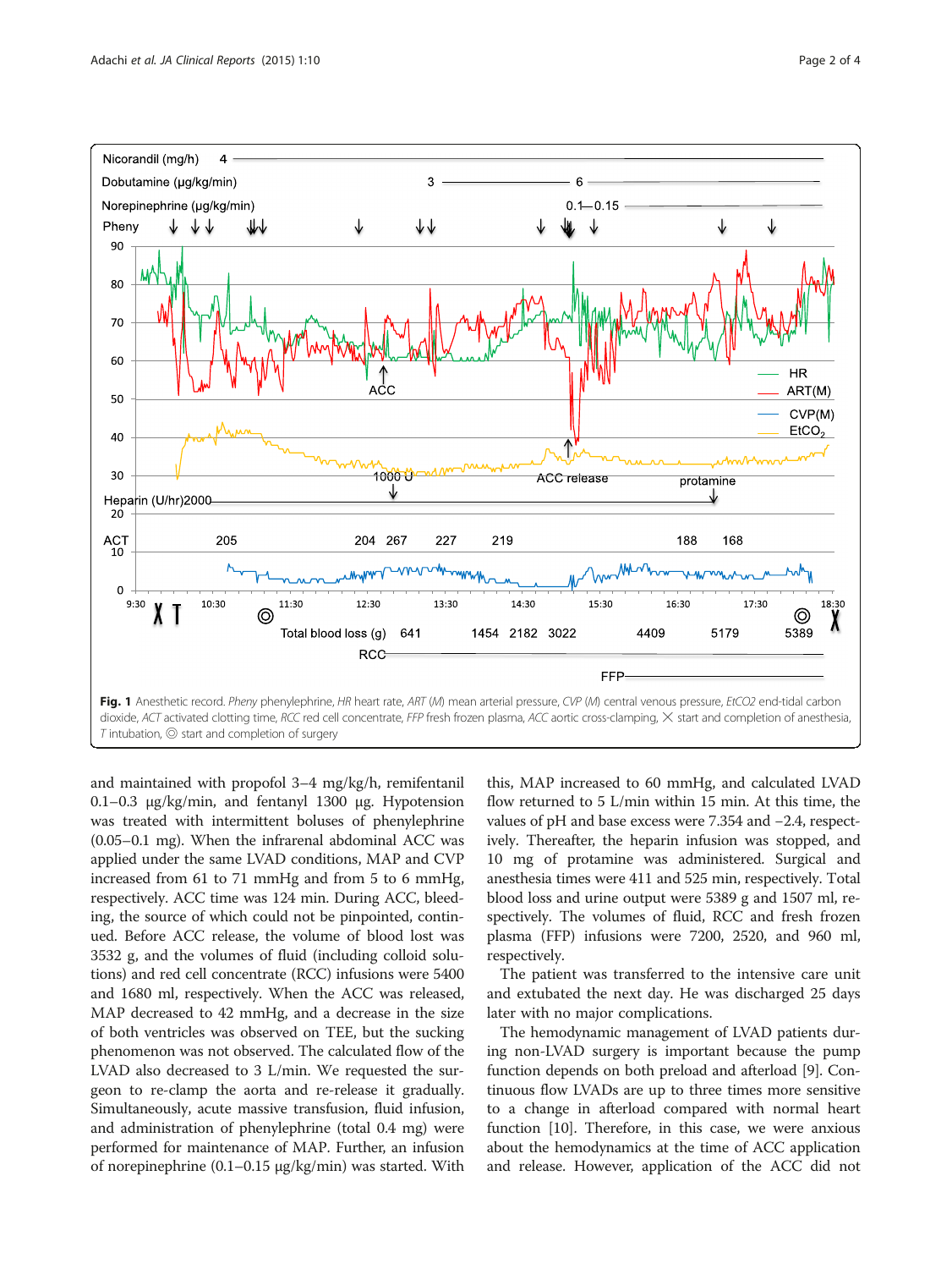Nicorandil (mg/h) 4

Dobutamine (μg/kg/min) 3 6

Norepinephrine (μg/kg/min) 0.1—0.15

Pheny

90 80 70 60 50 40 30 20 10 0

ACC

1000 U

ACC release

protamine

HR

ART(M)

CVP(M)

$EtCO_2$

Heparin (U/hr)2000

ACT 205 204 267 227 219 188 168

9:30 10:30 11:30 12:30 13:30 14:30 15:30 16:30 17:30 18:30

Total blood loss (g) 641 1454 2182 3022 4409 5179 5389

RCC

FFP

**Fig. 1** Anesthetic record. *Pheny* phenylephrine, *HR* heart rate, *ART* (*M*) mean arterial pressure, *CVP* (*M*) central venous pressure, *EtCO2* end-tidal carbon dioxide, *ACT* activated clotting time, *RCC* red cell concentrate, *FFP* fresh frozen plasma, *ACC* aortic cross-clamping, ╳ start and completion of anesthesia, *T* intubation, ◎ start and completion of surgery

and maintained with propofol 3–4 mg/kg/h, remifentanil 0.1–0.3 μg/kg/min, and fentanyl 1300 μg. Hypotension was treated with intermittent boluses of phenylephrine (0.05–0.1 mg). When the infrarenal abdominal ACC was applied under the same LVAD conditions, MAP and CVP increased from 61 to 71 mmHg and from 5 to 6 mmHg, respectively. ACC time was 124 min. During ACC, bleeding, the source of which could not be pinpointed, continued. Before ACC release, the volume of blood lost was 3532 g, and the volumes of fluid (including colloid solutions) and red cell concentrate (RCC) infusions were 5400 and 1680 ml, respectively. When the ACC was released, MAP decreased to 42 mmHg, and a decrease in the size of both ventricles was observed on TEE, but the sucking phenomenon was not observed. The calculated flow of the LVAD also decreased to 3 L/min. We requested the surgeon to re-clamp the aorta and re-release it gradually. Simultaneously, acute massive transfusion, fluid infusion, and administration of phenylephrine (total 0.4 mg) were performed for maintenance of MAP. Further, an infusion of norepinephrine (0.1–0.15 μg/kg/min) was started. With this, MAP increased to 60 mmHg, and calculated LVAD flow returned to 5 L/min within 15 min. At this time, the values of pH and base excess were 7.354 and −2.4, respectively. Thereafter, the heparin infusion was stopped, and 10 mg of protamine was administered. Surgical and anesthesia times were 411 and 525 min, respectively. Total blood loss and urine output were 5389 g and 1507 ml, respectively. The volumes of fluid, RCC and fresh frozen plasma (FFP) infusions were 7200, 2520, and 960 ml, respectively.

The patient was transferred to the intensive care unit and extubated the next day. He was discharged 25 days later with no major complications.

The hemodynamic management of LVAD patients during non-LVAD surgery is important because the pump function depends on both preload and afterload [9]. Continuous flow LVADs are up to three times more sensitive to a change in afterload compared with normal heart function [10]. Therefore, in this case, we were anxious about the hemodynamics at the time of ACC application and release. However, application of the ACC did not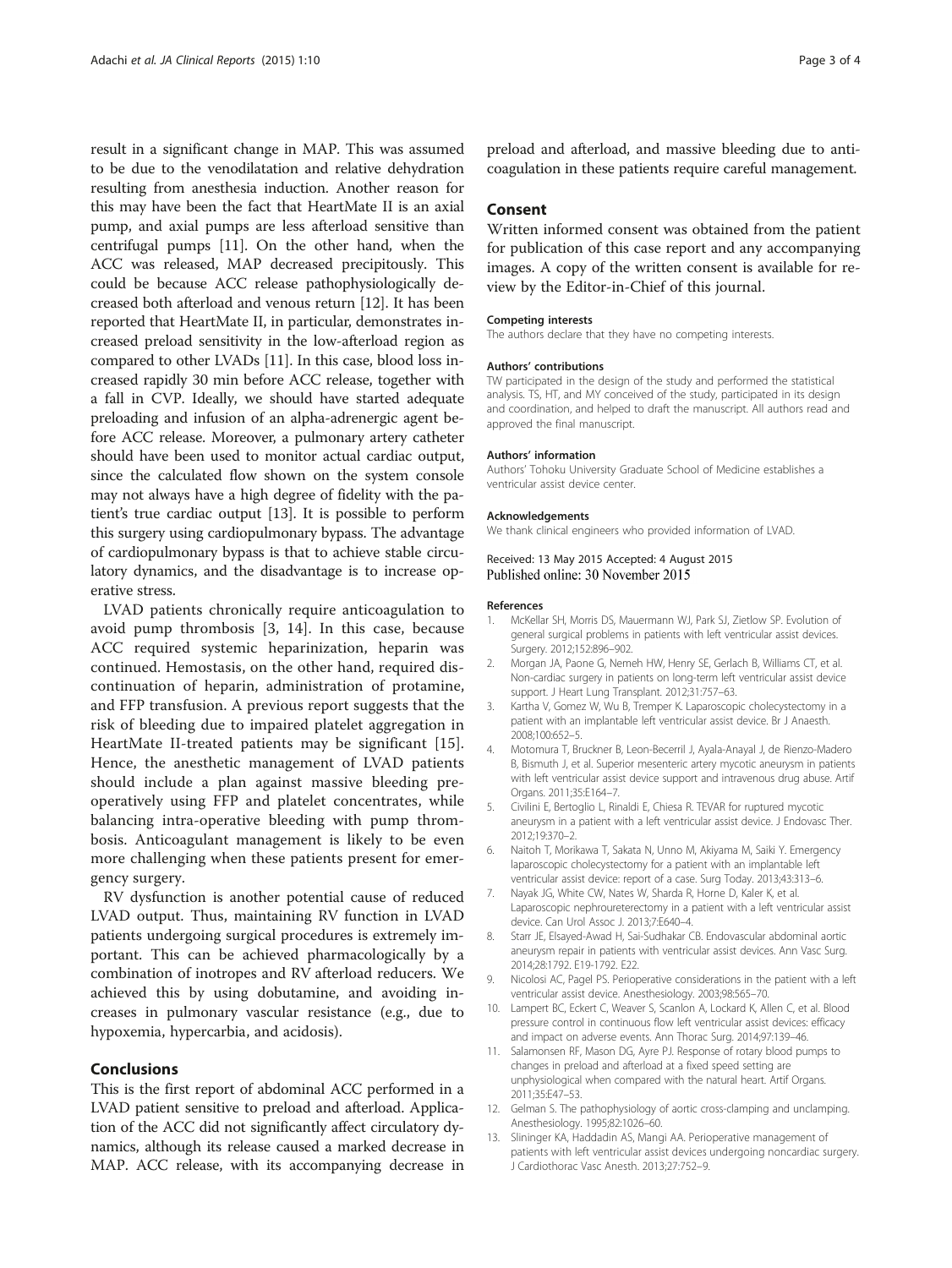result in a significant change in MAP. This was assumed to be due to the venodilatation and relative dehydration resulting from anesthesia induction. Another reason for this may have been the fact that HeartMate II is an axial pump, and axial pumps are less afterload sensitive than centrifugal pumps [11]. On the other hand, when the ACC was released, MAP decreased precipitously. This could be because ACC release pathophysiologically decreased both afterload and venous return [12]. It has been reported that HeartMate II, in particular, demonstrates increased preload sensitivity in the low-afterload region as compared to other LVADs [11]. In this case, blood loss increased rapidly 30 min before ACC release, together with a fall in CVP. Ideally, we should have started adequate preloading and infusion of an alpha-adrenergic agent before ACC release. Moreover, a pulmonary artery catheter should have been used to monitor actual cardiac output, since the calculated flow shown on the system console may not always have a high degree of fidelity with the patient's true cardiac output [13]. It is possible to perform this surgery using cardiopulmonary bypass. The advantage of cardiopulmonary bypass is that to achieve stable circulatory dynamics, and the disadvantage is to increase operative stress.

LVAD patients chronically require anticoagulation to avoid pump thrombosis [3, 14]. In this case, because ACC required systemic heparinization, heparin was continued. Hemostasis, on the other hand, required discontinuation of heparin, administration of protamine, and FFP transfusion. A previous report suggests that the risk of bleeding due to impaired platelet aggregation in HeartMate II-treated patients may be significant [15]. Hence, the anesthetic management of LVAD patients should include a plan against massive bleeding preoperatively using FFP and platelet concentrates, while balancing intra-operative bleeding with pump thrombosis. Anticoagulant management is likely to be even more challenging when these patients present for emergency surgery.

RV dysfunction is another potential cause of reduced LVAD output. Thus, maintaining RV function in LVAD patients undergoing surgical procedures is extremely important. This can be achieved pharmacologically by a combination of inotropes and RV afterload reducers. We achieved this by using dobutamine, and avoiding increases in pulmonary vascular resistance (e.g., due to hypoxemia, hypercarbia, and acidosis).

## Conclusions

This is the first report of abdominal ACC performed in a LVAD patient sensitive to preload and afterload. Application of the ACC did not significantly affect circulatory dynamics, although its release caused a marked decrease in MAP. ACC release, with its accompanying decrease in preload and afterload, and massive bleeding due to anticoagulation in these patients require careful management.

## Consent

Written informed consent was obtained from the patient for publication of this case report and any accompanying images. A copy of the written consent is available for review by the Editor-in-Chief of this journal.

#### Competing interests

The authors declare that they have no competing interests.

#### Authors' contributions

TW participated in the design of the study and performed the statistical analysis. TS, HT, and MY conceived of the study, participated in its design and coordination, and helped to draft the manuscript. All authors read and approved the final manuscript.

#### Authors' information

Authors' Tohoku University Graduate School of Medicine establishes a ventricular assist device center.

#### Acknowledgements

We thank clinical engineers who provided information of LVAD.

Received: 13 May 2015 Accepted: 4 August 2015
Published online: 30 November 2015

#### References

1. McKellar SH, Morris DS, Mauermann WJ, Park SJ, Zietlow SP. Evolution of general surgical problems in patients with left ventricular assist devices. Surgery. 2012;152:896–902.
2. Morgan JA, Paone G, Nemeh HW, Henry SE, Gerlach B, Williams CT, et al. Non-cardiac surgery in patients on long-term left ventricular assist device support. J Heart Lung Transplant. 2012;31:757–63.
3. Kartha V, Gomez W, Wu B, Tremper K. Laparoscopic cholecystectomy in a patient with an implantable left ventricular assist device. Br J Anaesth. 2008;100:652–5.
4. Motomura T, Bruckner B, Leon-Becerril J, Ayala-Anayal J, de Rienzo-Madero B, Bismuth J, et al. Superior mesenteric artery mycotic aneurysm in patients with left ventricular assist device support and intravenous drug abuse. Artif Organs. 2011;35:E164–7.
5. Civilini E, Bertoglio L, Rinaldi E, Chiesa R. TEVAR for ruptured mycotic aneurysm in a patient with a left ventricular assist device. J Endovasc Ther. 2012;19:370–2.
6. Naitoh T, Morikawa T, Sakata N, Unno M, Akiyama M, Saiki Y. Emergency laparoscopic cholecystectomy for a patient with an implantable left ventricular assist device: report of a case. Surg Today. 2013;43:313–6.
7. Nayak JG, White CW, Nates W, Sharda R, Horne D, Kaler K, et al. Laparoscopic nephroureterectomy in a patient with a left ventricular assist device. Can Urol Assoc J. 2013;7:E640–4.
8. Starr JE, Elsayed-Awad H, Sai-Sudhakar CB. Endovascular abdominal aortic aneurysm repair in patients with ventricular assist devices. Ann Vasc Surg. 2014;28:1792. E19-1792. E22.
9. Nicolosi AC, Pagel PS. Perioperative considerations in the patient with a left ventricular assist device. Anesthesiology. 2003;98:565–70.
10. Lampert BC, Eckert C, Weaver S, Scanlon A, Lockard K, Allen C, et al. Blood pressure control in continuous flow left ventricular assist devices: efficacy and impact on adverse events. Ann Thorac Surg. 2014;97:139–46.
11. Salamonsen RF, Mason DG, Ayre PJ. Response of rotary blood pumps to changes in preload and afterload at a fixed speed setting are unphysiological when compared with the natural heart. Artif Organs. 2011;35:E47–53.
12. Gelman S. The pathophysiology of aortic cross-clamping and unclamping. Anesthesiology. 1995;82:1026–60.
13. Slininger KA, Haddadin AS, Mangi AA. Perioperative management of patients with left ventricular assist devices undergoing noncardiac surgery. J Cardiothorac Vasc Anesth. 2013;27:752–9.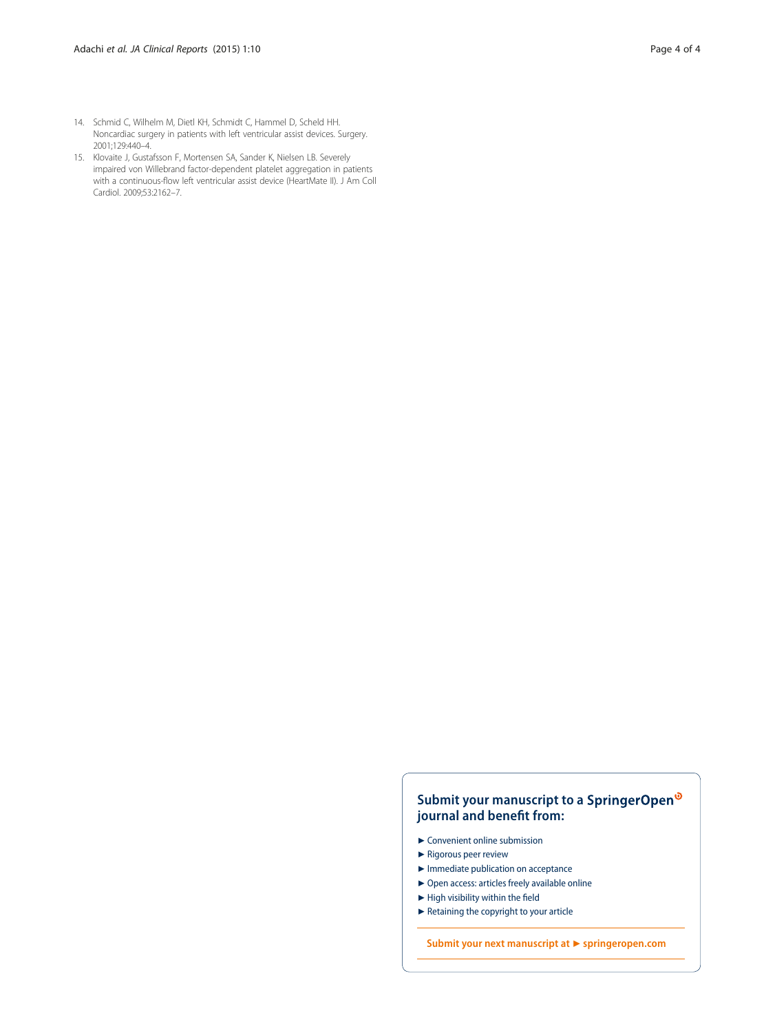14. Schmid C, Wilhelm M, Dietl KH, Schmidt C, Hammel D, Scheld HH. Noncardiac surgery in patients with left ventricular assist devices. Surgery. 2001;129:440–4.
15. Klovaite J, Gustafsson F, Mortensen SA, Sander K, Nielsen LB. Severely impaired von Willebrand factor-dependent platelet aggregation in patients with a continuous-flow left ventricular assist device (HeartMate II). J Am Coll Cardiol. 2009;53:2162–7.

**Submit your manuscript to a SpringerOpen journal and benefit from:**

- ► Convenient online submission
- ► Rigorous peer review
- ► Immediate publication on acceptance
- ► Open access: articles freely available online
- ► High visibility within the field
- ► Retaining the copyright to your article

**Submit your next manuscript at ► springeropen.com**